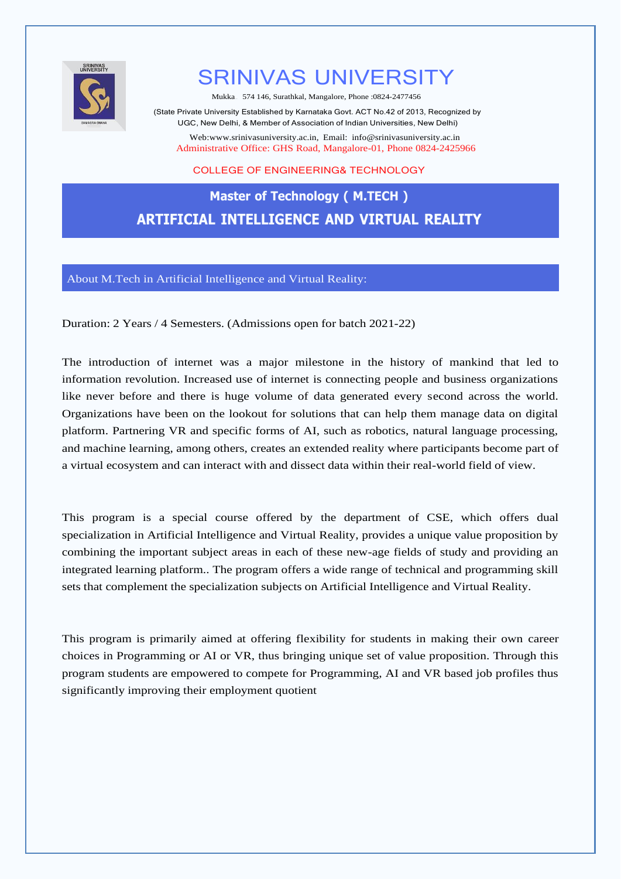# SRINIVAS UNIVERSITY

Mukka 574 146, Surathkal, Mangalore, Phone :0824-2477456

(State Private University Established by Karnataka Govt. ACT No.42 of 2013, Recognized by UGC, New Delhi, & Member of Association of Indian Universities, New Delhi)

Web:www.srinivasuniversity.ac.in, Email: info@srinivasuniversity.ac.in
Administrative Office: GHS Road, Mangalore-01, Phone 0824-2425966

COLLEGE OF ENGINEERING& TECHNOLOGY

## Master of Technology ( M.TECH )
## ARTIFICIAL INTELLIGENCE AND VIRTUAL REALITY

### About M.Tech in Artificial Intelligence and Virtual Reality:

Duration: 2 Years / 4 Semesters. (Admissions open for batch 2021-22)

The introduction of internet was a major milestone in the history of mankind that led to information revolution. Increased use of internet is connecting people and business organizations like never before and there is huge volume of data generated every second across the world. Organizations have been on the lookout for solutions that can help them manage data on digital platform. Partnering VR and specific forms of AI, such as robotics, natural language processing, and machine learning, among others, creates an extended reality where participants become part of a virtual ecosystem and can interact with and dissect data within their real-world field of view.

This program is a special course offered by the department of CSE, which offers dual specialization in Artificial Intelligence and Virtual Reality, provides a unique value proposition by combining the important subject areas in each of these new-age fields of study and providing an integrated learning platform.. The program offers a wide range of technical and programming skill sets that complement the specialization subjects on Artificial Intelligence and Virtual Reality.

This program is primarily aimed at offering flexibility for students in making their own career choices in Programming or AI or VR, thus bringing unique set of value proposition. Through this program students are empowered to compete for Programming, AI and VR based job profiles thus significantly improving their employment quotient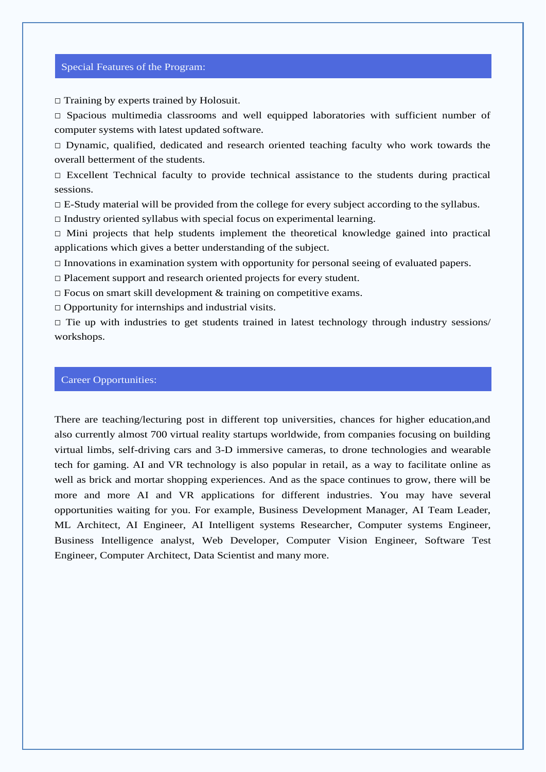## Special Features of the Program:

- Training by experts trained by Holosuit.
- Spacious multimedia classrooms and well equipped laboratories with sufficient number of computer systems with latest updated software.
- Dynamic, qualified, dedicated and research oriented teaching faculty who work towards the overall betterment of the students.
- Excellent Technical faculty to provide technical assistance to the students during practical sessions.
- E-Study material will be provided from the college for every subject according to the syllabus.
- Industry oriented syllabus with special focus on experimental learning.
- Mini projects that help students implement the theoretical knowledge gained into practical applications which gives a better understanding of the subject.
- Innovations in examination system with opportunity for personal seeing of evaluated papers.
- Placement support and research oriented projects for every student.
- Focus on smart skill development & training on competitive exams.
- Opportunity for internships and industrial visits.
- Tie up with industries to get students trained in latest technology through industry sessions/ workshops.

## Career Opportunities:

There are teaching/lecturing post in different top universities, chances for higher education,and also currently almost 700 virtual reality startups worldwide, from companies focusing on building virtual limbs, self-driving cars and 3-D immersive cameras, to drone technologies and wearable tech for gaming. AI and VR technology is also popular in retail, as a way to facilitate online as well as brick and mortar shopping experiences. And as the space continues to grow, there will be more and more AI and VR applications for different industries. You may have several opportunities waiting for you. For example, Business Development Manager, AI Team Leader, ML Architect, AI Engineer, AI Intelligent systems Researcher, Computer systems Engineer, Business Intelligence analyst, Web Developer, Computer Vision Engineer, Software Test Engineer, Computer Architect, Data Scientist and many more.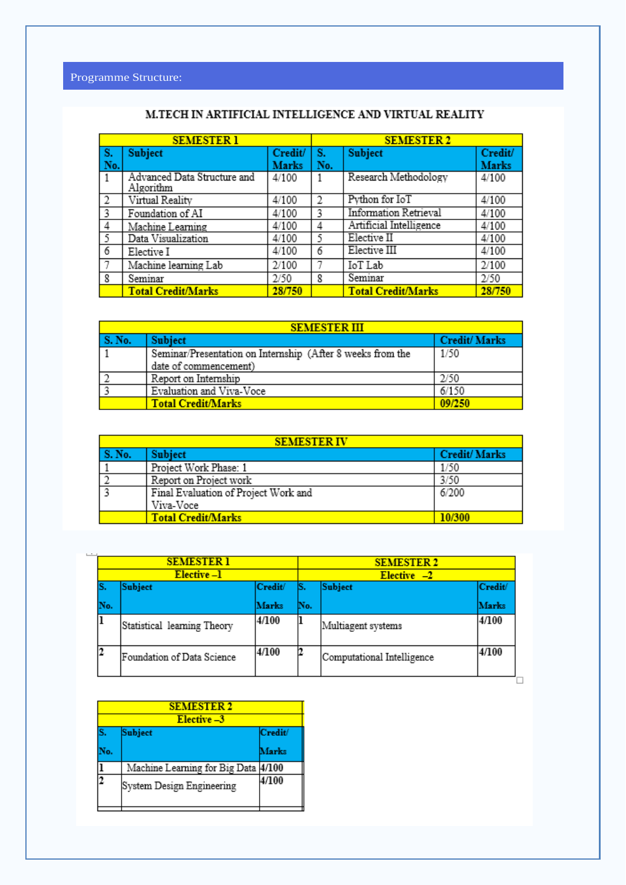## Programme Structure:

### M.TECH IN ARTIFICIAL INTELLIGENCE AND VIRTUAL REALITY

| SEMESTER 1 | | | SEMESTER 2 | | |
|---|---|---|---|---|---|
| **S. No.** | **Subject** | **Credit/ Marks** | **S. No.** | **Subject** | **Credit/ Marks** |
| 1 | Advanced Data Structure and Algorithm | 4/100 | 1 | Research Methodology | 4/100 |
| 2 | Virtual Reality | 4/100 | 2 | Python for IoT | 4/100 |
| 3 | Foundation of AI | 4/100 | 3 | Information Retrieval | 4/100 |
| 4 | Machine Learning | 4/100 | 4 | Artificial Intelligence | 4/100 |
| 5 | Data Visualization | 4/100 | 5 | Elective II | 4/100 |
| 6 | Elective I | 4/100 | 6 | Elective III | 4/100 |
| 7 | Machine learning Lab | 2/100 | 7 | IoT Lab | 2/100 |
| 8 | Seminar | 2/50 | 8 | Seminar | 2/50 |
| | **Total Credit/Marks** | **28/750** | | **Total Credit/Marks** | **28/750** |

| SEMESTER III | | |
|---|---|---|
| **S. No.** | **Subject** | **Credit/ Marks** |
| 1 | Seminar/Presentation on Internship (After 8 weeks from the date of commencement) | 1/50 |
| 2 | Report on Internship | 2/50 |
| 3 | Evaluation and Viva-Voce | 6/150 |
| | **Total Credit/Marks** | **09/250** |

| SEMESTER IV | | |
|---|---|---|
| **S. No.** | **Subject** | **Credit/ Marks** |
| 1 | Project Work Phase: 1 | 1/50 |
| 2 | Report on Project work | 3/50 |
| 3 | Final Evaluation of Project Work and Viva-Voce | 6/200 |
| | **Total Credit/Marks** | **10/300** |

| SEMESTER 1 Elective –1 | | | SEMESTER 2 Elective –2 | | |
|---|---|---|---|---|---|
| **S. No.** | **Subject** | **Credit/ Marks** | **S. No.** | **Subject** | **Credit/ Marks** |
| 1 | Statistical learning Theory | 4/100 | 1 | Multiagent systems | 4/100 |
| 2 | Foundation of Data Science | 4/100 | 2 | Computational Intelligence | 4/100 |

| SEMESTER 2 Elective –3 | | |
|---|---|---|
| **S. No.** | **Subject** | **Credit/ Marks** |
| 1 | Machine Learning for Big Data | 4/100 |
| 2 | System Design Engineering | 4/100 |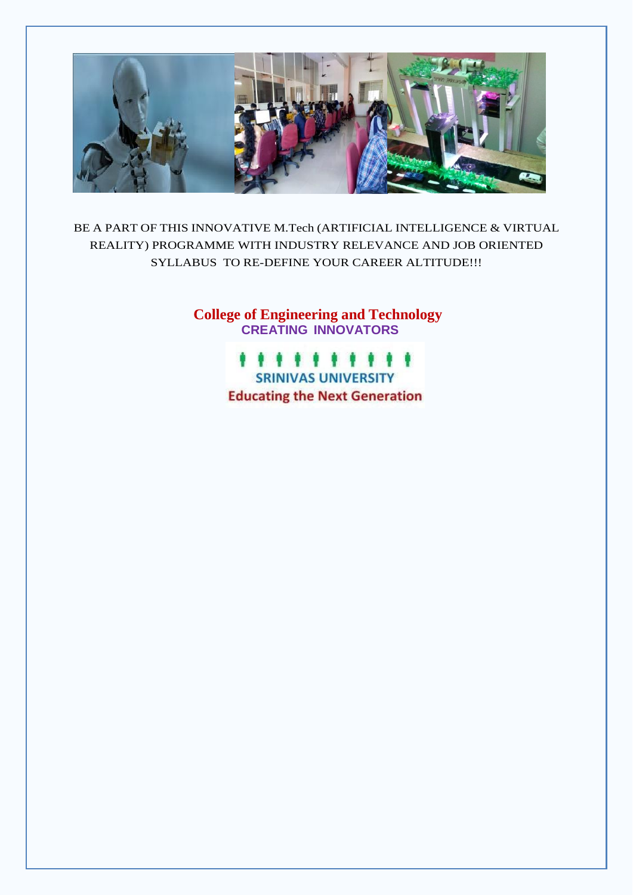BE A PART OF THIS INNOVATIVE M.Tech (ARTIFICIAL INTELLIGENCE & VIRTUAL REALITY) PROGRAMME WITH INDUSTRY RELEVANCE AND JOB ORIENTED SYLLABUS TO RE-DEFINE YOUR CAREER ALTITUDE!!!

**College of Engineering and Technology**

**CREATING INNOVATORS**

**SRINIVAS UNIVERSITY**

**Educating the Next Generation**